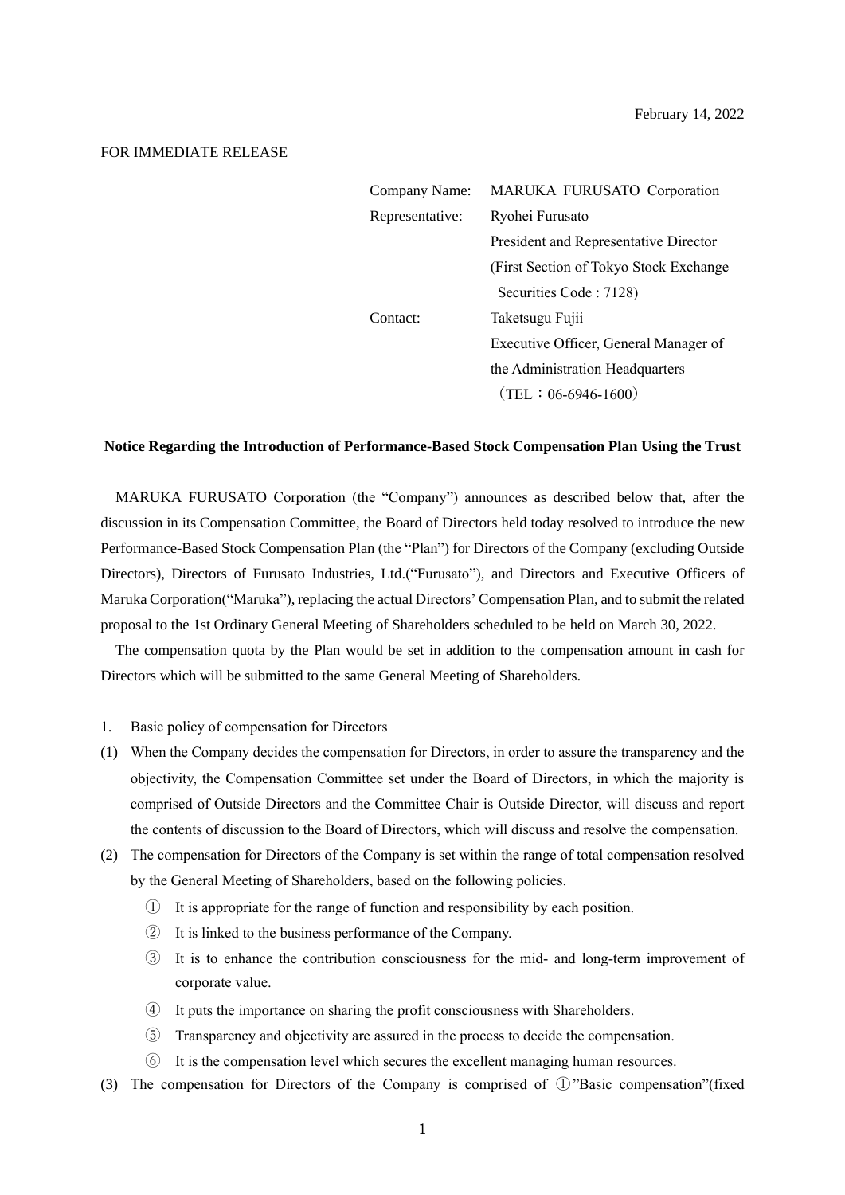February 14, 2022

FOR IMMEDIATE RELEASE

Company Name: MARUKA FURUSATO Corporation
Representative: Ryohei Furusato
President and Representative Director
(First Section of Tokyo Stock Exchange Securities Code : 7128)
Contact: Taketsugu Fujii
Executive Officer, General Manager of the Administration Headquarters
（TEL：06-6946-1600）

**Notice Regarding the Introduction of Performance-Based Stock Compensation Plan Using the Trust**

MARUKA FURUSATO Corporation (the "Company") announces as described below that, after the discussion in its Compensation Committee, the Board of Directors held today resolved to introduce the new Performance-Based Stock Compensation Plan (the "Plan") for Directors of the Company (excluding Outside Directors), Directors of Furusato Industries, Ltd.("Furusato"), and Directors and Executive Officers of Maruka Corporation("Maruka"), replacing the actual Directors' Compensation Plan, and to submit the related proposal to the 1st Ordinary General Meeting of Shareholders scheduled to be held on March 30, 2022.

The compensation quota by the Plan would be set in addition to the compensation amount in cash for Directors which will be submitted to the same General Meeting of Shareholders.

1. Basic policy of compensation for Directors

(1) When the Company decides the compensation for Directors, in order to assure the transparency and the objectivity, the Compensation Committee set under the Board of Directors, in which the majority is comprised of Outside Directors and the Committee Chair is Outside Director, will discuss and report the contents of discussion to the Board of Directors, which will discuss and resolve the compensation.

(2) The compensation for Directors of the Company is set within the range of total compensation resolved by the General Meeting of Shareholders, based on the following policies.

① It is appropriate for the range of function and responsibility by each position.

② It is linked to the business performance of the Company.

③ It is to enhance the contribution consciousness for the mid- and long-term improvement of corporate value.

④ It puts the importance on sharing the profit consciousness with Shareholders.

⑤ Transparency and objectivity are assured in the process to decide the compensation.

⑥ It is the compensation level which secures the excellent managing human resources.

(3) The compensation for Directors of the Company is comprised of ①"Basic compensation"(fixed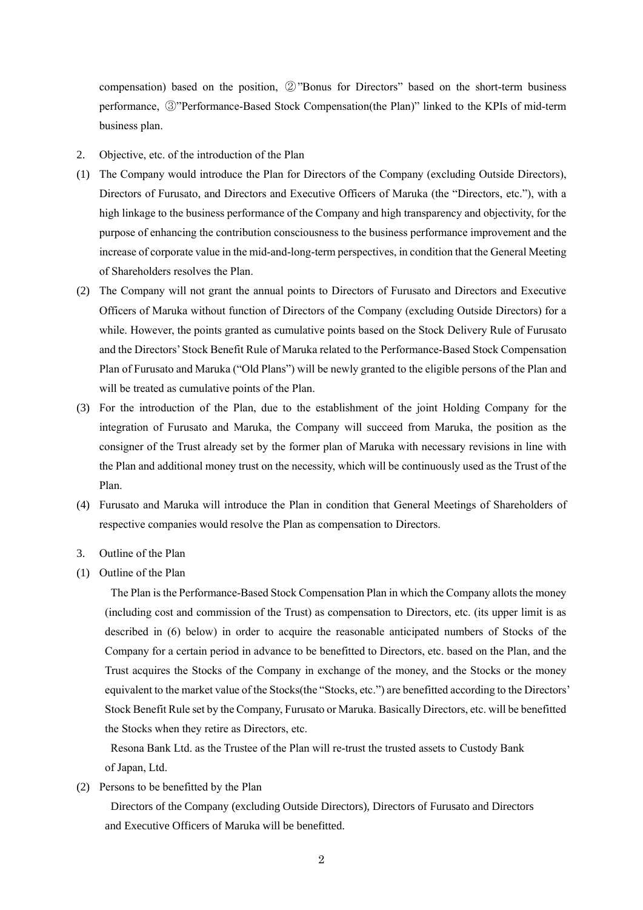compensation) based on the position, ②"Bonus for Directors" based on the short-term business performance, ③"Performance-Based Stock Compensation(the Plan)" linked to the KPIs of mid-term business plan.

2. Objective, etc. of the introduction of the Plan

(1) The Company would introduce the Plan for Directors of the Company (excluding Outside Directors), Directors of Furusato, and Directors and Executive Officers of Maruka (the "Directors, etc."), with a high linkage to the business performance of the Company and high transparency and objectivity, for the purpose of enhancing the contribution consciousness to the business performance improvement and the increase of corporate value in the mid-and-long-term perspectives, in condition that the General Meeting of Shareholders resolves the Plan.

(2) The Company will not grant the annual points to Directors of Furusato and Directors and Executive Officers of Maruka without function of Directors of the Company (excluding Outside Directors) for a while. However, the points granted as cumulative points based on the Stock Delivery Rule of Furusato and the Directors' Stock Benefit Rule of Maruka related to the Performance-Based Stock Compensation Plan of Furusato and Maruka ("Old Plans") will be newly granted to the eligible persons of the Plan and will be treated as cumulative points of the Plan.

(3) For the introduction of the Plan, due to the establishment of the joint Holding Company for the integration of Furusato and Maruka, the Company will succeed from Maruka, the position as the consigner of the Trust already set by the former plan of Maruka with necessary revisions in line with the Plan and additional money trust on the necessity, which will be continuously used as the Trust of the Plan.

(4) Furusato and Maruka will introduce the Plan in condition that General Meetings of Shareholders of respective companies would resolve the Plan as compensation to Directors.

3. Outline of the Plan

(1) Outline of the Plan

The Plan is the Performance-Based Stock Compensation Plan in which the Company allots the money (including cost and commission of the Trust) as compensation to Directors, etc. (its upper limit is as described in (6) below) in order to acquire the reasonable anticipated numbers of Stocks of the Company for a certain period in advance to be benefitted to Directors, etc. based on the Plan, and the Trust acquires the Stocks of the Company in exchange of the money, and the Stocks or the money equivalent to the market value of the Stocks(the "Stocks, etc.") are benefitted according to the Directors' Stock Benefit Rule set by the Company, Furusato or Maruka. Basically Directors, etc. will be benefitted the Stocks when they retire as Directors, etc.

Resona Bank Ltd. as the Trustee of the Plan will re-trust the trusted assets to Custody Bank of Japan, Ltd.

(2) Persons to be benefitted by the Plan

Directors of the Company (excluding Outside Directors), Directors of Furusato and Directors and Executive Officers of Maruka will be benefitted.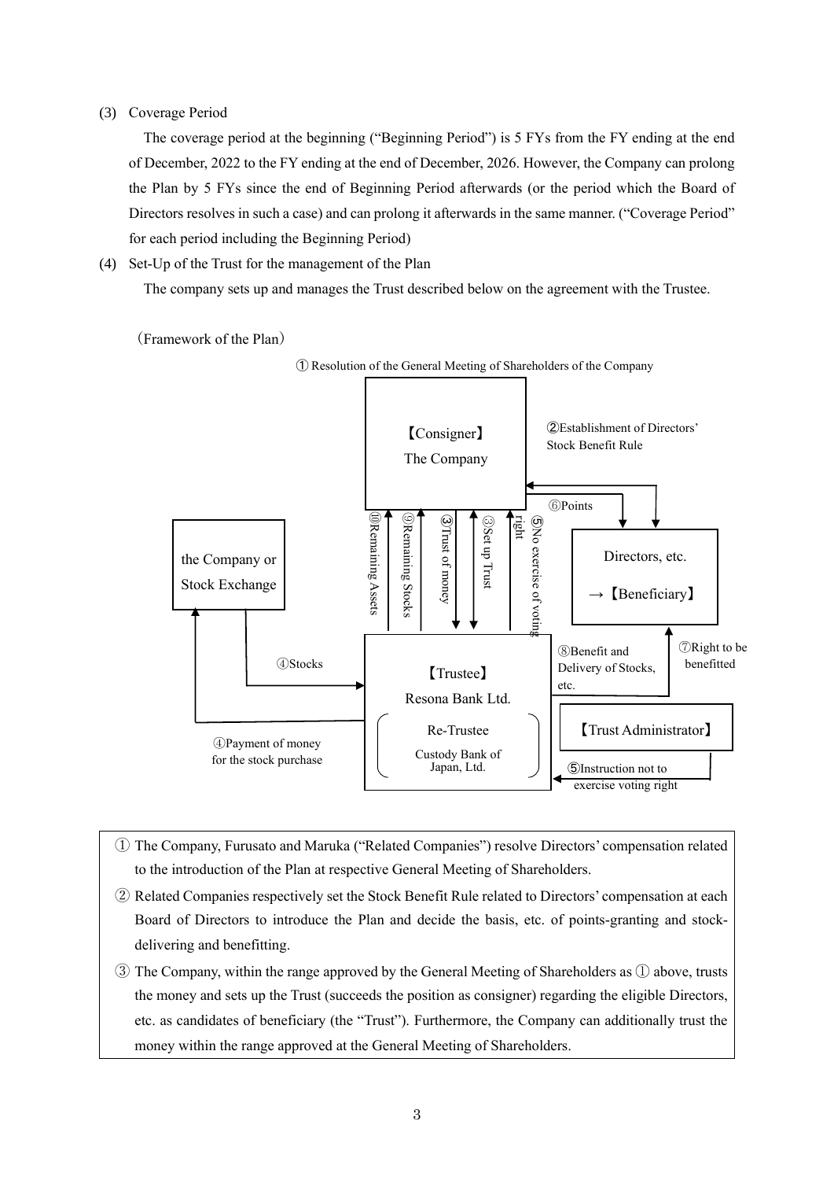(3) Coverage Period

The coverage period at the beginning ("Beginning Period") is 5 FYs from the FY ending at the end of December, 2022 to the FY ending at the end of December, 2026. However, the Company can prolong the Plan by 5 FYs since the end of Beginning Period afterwards (or the period which the Board of Directors resolves in such a case) and can prolong it afterwards in the same manner. ("Coverage Period" for each period including the Beginning Period)

(4) Set-Up of the Trust for the management of the Plan

The company sets up and manages the Trust described below on the agreement with the Trustee.

(Framework of the Plan)

① Resolution of the General Meeting of Shareholders of the Company

【Consigner】 The Company

②Establishment of Directors' Stock Benefit Rule

⑥Points

Directors, etc. → 【Beneficiary】

the Company or Stock Exchange

⑩Remaining Assets

⑨Remaining Stocks

③Trust of money

③Set up Trust

⑤No exercise of voting right

④Stocks

【Trustee】 Resona Bank Ltd.

Re-Trustee Custody Bank of Japan, Ltd.

⑧Benefit and Delivery of Stocks, etc.

⑦Right to be benefitted

【Trust Administrator】

④Payment of money for the stock purchase

⑤Instruction not to exercise voting right

① The Company, Furusato and Maruka ("Related Companies") resolve Directors' compensation related to the introduction of the Plan at respective General Meeting of Shareholders.

② Related Companies respectively set the Stock Benefit Rule related to Directors' compensation at each Board of Directors to introduce the Plan and decide the basis, etc. of points-granting and stock-delivering and benefitting.

③ The Company, within the range approved by the General Meeting of Shareholders as ① above, trusts the money and sets up the Trust (succeeds the position as consigner) regarding the eligible Directors, etc. as candidates of beneficiary (the "Trust"). Furthermore, the Company can additionally trust the money within the range approved at the General Meeting of Shareholders.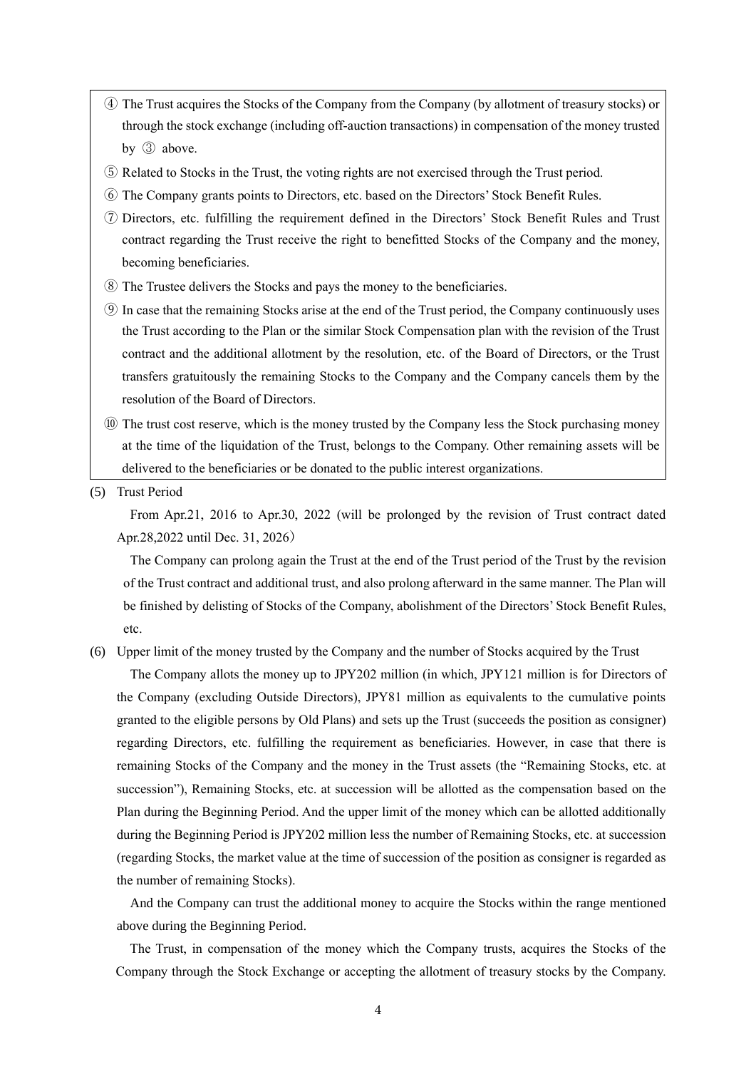④ The Trust acquires the Stocks of the Company from the Company (by allotment of treasury stocks) or through the stock exchange (including off-auction transactions) in compensation of the money trusted by ③ above.

⑤ Related to Stocks in the Trust, the voting rights are not exercised through the Trust period.

⑥ The Company grants points to Directors, etc. based on the Directors' Stock Benefit Rules.

⑦ Directors, etc. fulfilling the requirement defined in the Directors' Stock Benefit Rules and Trust contract regarding the Trust receive the right to benefitted Stocks of the Company and the money, becoming beneficiaries.

⑧ The Trustee delivers the Stocks and pays the money to the beneficiaries.

⑨ In case that the remaining Stocks arise at the end of the Trust period, the Company continuously uses the Trust according to the Plan or the similar Stock Compensation plan with the revision of the Trust contract and the additional allotment by the resolution, etc. of the Board of Directors, or the Trust transfers gratuitously the remaining Stocks to the Company and the Company cancels them by the resolution of the Board of Directors.

⑩ The trust cost reserve, which is the money trusted by the Company less the Stock purchasing money at the time of the liquidation of the Trust, belongs to the Company. Other remaining assets will be delivered to the beneficiaries or be donated to the public interest organizations.

(5) Trust Period

From Apr.21, 2016 to Apr.30, 2022 (will be prolonged by the revision of Trust contract dated Apr.28,2022 until Dec. 31, 2026）

The Company can prolong again the Trust at the end of the Trust period of the Trust by the revision of the Trust contract and additional trust, and also prolong afterward in the same manner. The Plan will be finished by delisting of Stocks of the Company, abolishment of the Directors' Stock Benefit Rules, etc.

(6) Upper limit of the money trusted by the Company and the number of Stocks acquired by the Trust

The Company allots the money up to JPY202 million (in which, JPY121 million is for Directors of the Company (excluding Outside Directors), JPY81 million as equivalents to the cumulative points granted to the eligible persons by Old Plans) and sets up the Trust (succeeds the position as consigner) regarding Directors, etc. fulfilling the requirement as beneficiaries. However, in case that there is remaining Stocks of the Company and the money in the Trust assets (the "Remaining Stocks, etc. at succession"), Remaining Stocks, etc. at succession will be allotted as the compensation based on the Plan during the Beginning Period. And the upper limit of the money which can be allotted additionally during the Beginning Period is JPY202 million less the number of Remaining Stocks, etc. at succession (regarding Stocks, the market value at the time of succession of the position as consigner is regarded as the number of remaining Stocks).

And the Company can trust the additional money to acquire the Stocks within the range mentioned above during the Beginning Period.

The Trust, in compensation of the money which the Company trusts, acquires the Stocks of the Company through the Stock Exchange or accepting the allotment of treasury stocks by the Company.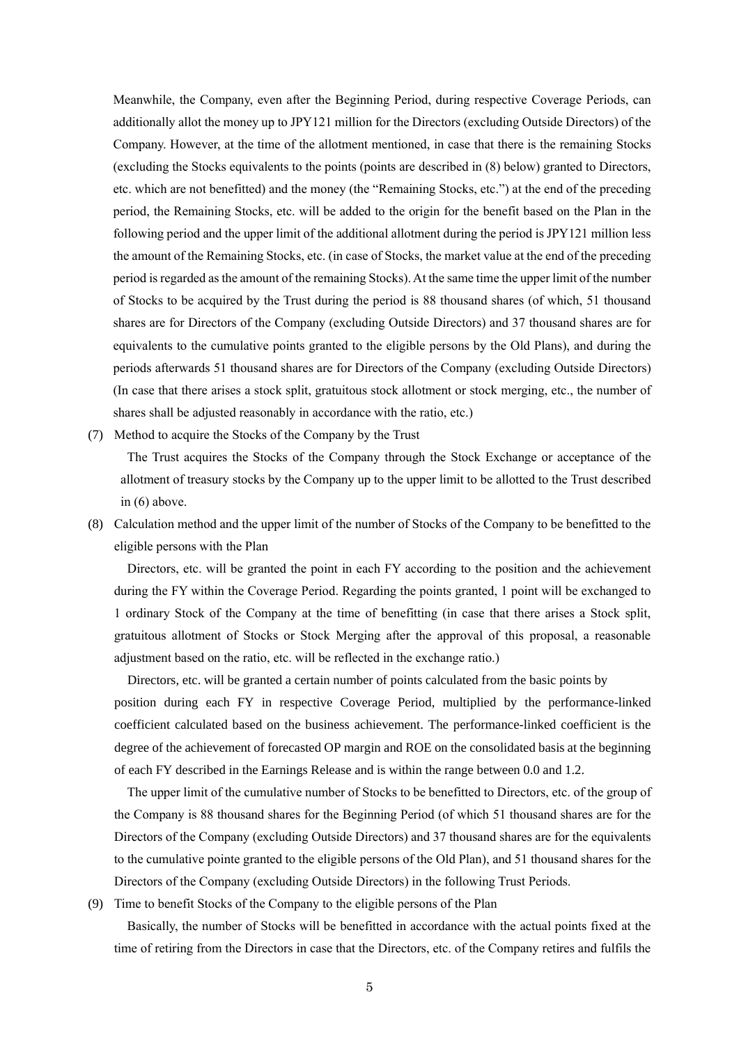Meanwhile, the Company, even after the Beginning Period, during respective Coverage Periods, can additionally allot the money up to JPY121 million for the Directors (excluding Outside Directors) of the Company. However, at the time of the allotment mentioned, in case that there is the remaining Stocks (excluding the Stocks equivalents to the points (points are described in (8) below) granted to Directors, etc. which are not benefitted) and the money (the “Remaining Stocks, etc.”) at the end of the preceding period, the Remaining Stocks, etc. will be added to the origin for the benefit based on the Plan in the following period and the upper limit of the additional allotment during the period is JPY121 million less the amount of the Remaining Stocks, etc. (in case of Stocks, the market value at the end of the preceding period is regarded as the amount of the remaining Stocks). At the same time the upper limit of the number of Stocks to be acquired by the Trust during the period is 88 thousand shares (of which, 51 thousand shares are for Directors of the Company (excluding Outside Directors) and 37 thousand shares are for equivalents to the cumulative points granted to the eligible persons by the Old Plans), and during the periods afterwards 51 thousand shares are for Directors of the Company (excluding Outside Directors) (In case that there arises a stock split, gratuitous stock allotment or stock merging, etc., the number of shares shall be adjusted reasonably in accordance with the ratio, etc.)

(7) Method to acquire the Stocks of the Company by the Trust

The Trust acquires the Stocks of the Company through the Stock Exchange or acceptance of the allotment of treasury stocks by the Company up to the upper limit to be allotted to the Trust described in (6) above.

(8) Calculation method and the upper limit of the number of Stocks of the Company to be benefitted to the eligible persons with the Plan

Directors, etc. will be granted the point in each FY according to the position and the achievement during the FY within the Coverage Period. Regarding the points granted, 1 point will be exchanged to 1 ordinary Stock of the Company at the time of benefitting (in case that there arises a Stock split, gratuitous allotment of Stocks or Stock Merging after the approval of this proposal, a reasonable adjustment based on the ratio, etc. will be reflected in the exchange ratio.)

Directors, etc. will be granted a certain number of points calculated from the basic points by position during each FY in respective Coverage Period, multiplied by the performance-linked coefficient calculated based on the business achievement. The performance-linked coefficient is the degree of the achievement of forecasted OP margin and ROE on the consolidated basis at the beginning of each FY described in the Earnings Release and is within the range between 0.0 and 1.2.

The upper limit of the cumulative number of Stocks to be benefitted to Directors, etc. of the group of the Company is 88 thousand shares for the Beginning Period (of which 51 thousand shares are for the Directors of the Company (excluding Outside Directors) and 37 thousand shares are for the equivalents to the cumulative pointe granted to the eligible persons of the Old Plan), and 51 thousand shares for the Directors of the Company (excluding Outside Directors) in the following Trust Periods.

(9) Time to benefit Stocks of the Company to the eligible persons of the Plan

Basically, the number of Stocks will be benefitted in accordance with the actual points fixed at the time of retiring from the Directors in case that the Directors, etc. of the Company retires and fulfils the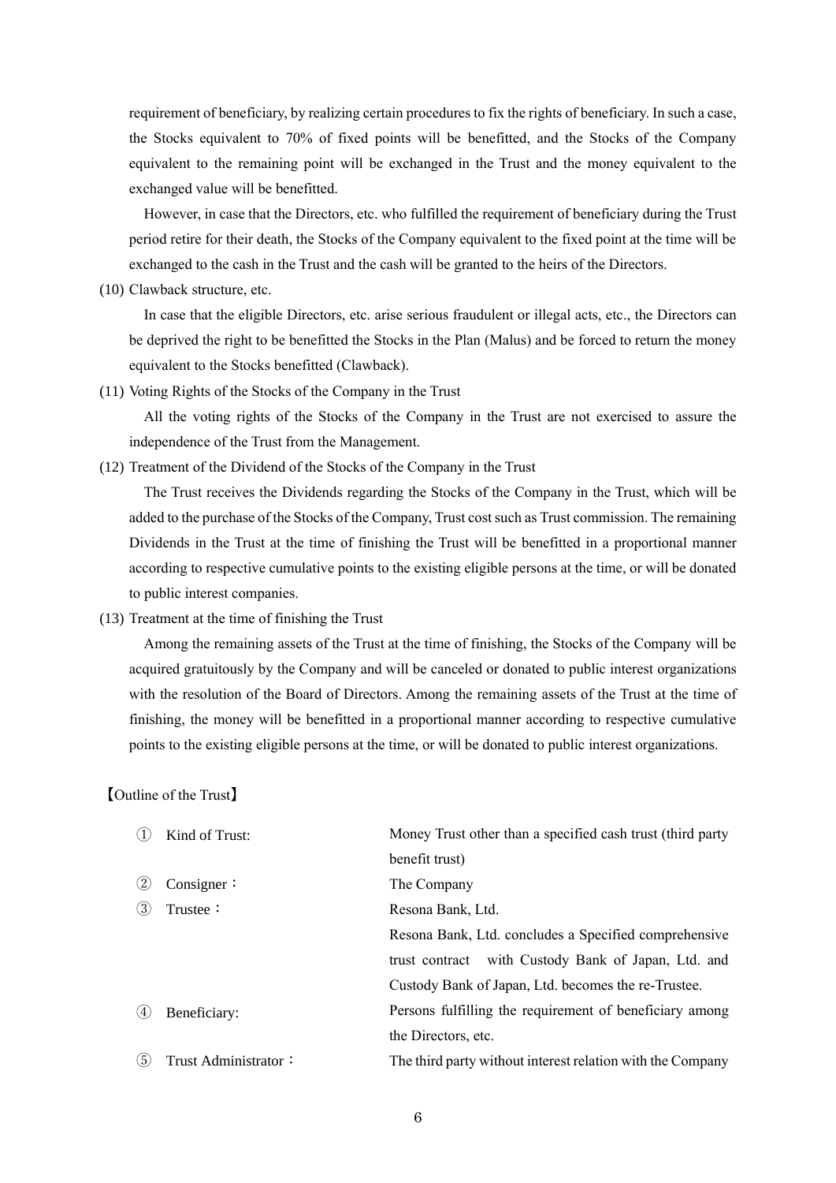requirement of beneficiary, by realizing certain procedures to fix the rights of beneficiary. In such a case, the Stocks equivalent to 70% of fixed points will be benefitted, and the Stocks of the Company equivalent to the remaining point will be exchanged in the Trust and the money equivalent to the exchanged value will be benefitted.

However, in case that the Directors, etc. who fulfilled the requirement of beneficiary during the Trust period retire for their death, the Stocks of the Company equivalent to the fixed point at the time will be exchanged to the cash in the Trust and the cash will be granted to the heirs of the Directors.

(10) Clawback structure, etc.

In case that the eligible Directors, etc. arise serious fraudulent or illegal acts, etc., the Directors can be deprived the right to be benefitted the Stocks in the Plan (Malus) and be forced to return the money equivalent to the Stocks benefitted (Clawback).

(11) Voting Rights of the Stocks of the Company in the Trust

All the voting rights of the Stocks of the Company in the Trust are not exercised to assure the independence of the Trust from the Management.

(12) Treatment of the Dividend of the Stocks of the Company in the Trust

The Trust receives the Dividends regarding the Stocks of the Company in the Trust, which will be added to the purchase of the Stocks of the Company, Trust cost such as Trust commission. The remaining Dividends in the Trust at the time of finishing the Trust will be benefitted in a proportional manner according to respective cumulative points to the existing eligible persons at the time, or will be donated to public interest companies.

(13) Treatment at the time of finishing the Trust

Among the remaining assets of the Trust at the time of finishing, the Stocks of the Company will be acquired gratuitously by the Company and will be canceled or donated to public interest organizations with the resolution of the Board of Directors. Among the remaining assets of the Trust at the time of finishing, the money will be benefitted in a proportional manner according to respective cumulative points to the existing eligible persons at the time, or will be donated to public interest organizations.

【Outline of the Trust】

| | |
|---|---|
| ① Kind of Trust: | Money Trust other than a specified cash trust (third party benefit trust) |
| ② Consigner： | The Company |
| ③ Trustee： | Resona Bank, Ltd.<br>Resona Bank, Ltd. concludes a Specified comprehensive trust contract with Custody Bank of Japan, Ltd. and Custody Bank of Japan, Ltd. becomes the re-Trustee. |
| ④ Beneficiary: | Persons fulfilling the requirement of beneficiary among the Directors, etc. |
| ⑤ Trust Administrator： | The third party without interest relation with the Company |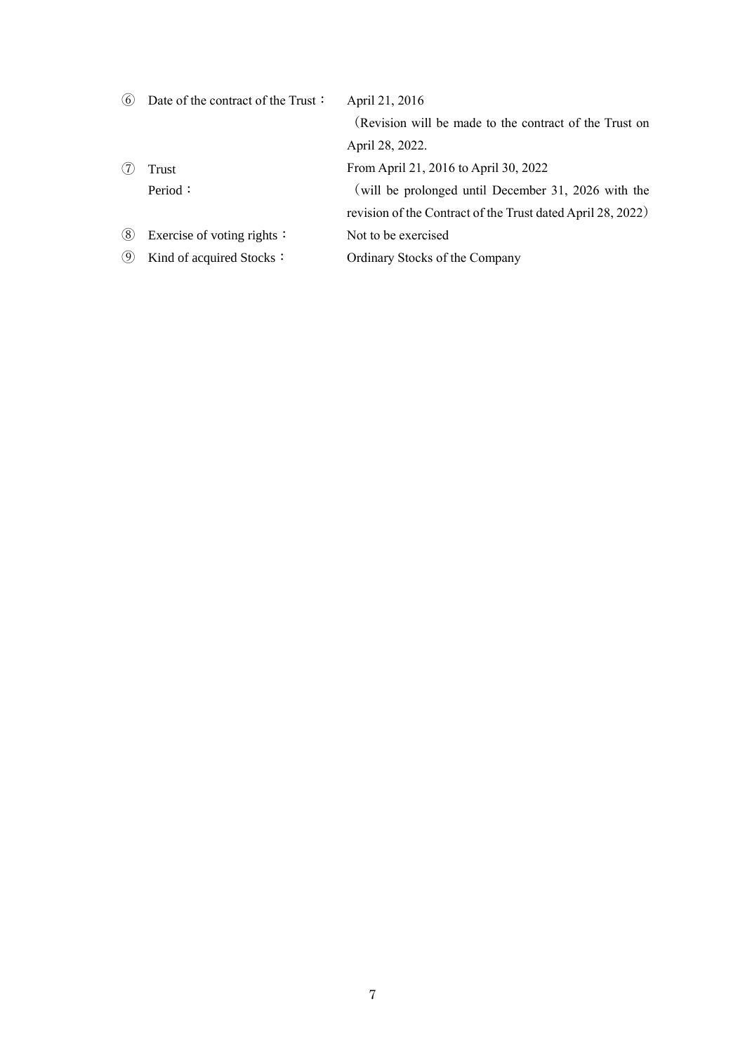| | | |
|---|---|---|
| ⑥ | Date of the contract of the Trust： | April 21, 2016<br>（Revision will be made to the contract of the Trust on April 28, 2022. |
| ⑦ | Trust Period： | From April 21, 2016 to April 30, 2022<br>（will be prolonged until December 31, 2026 with the revision of the Contract of the Trust dated April 28, 2022） |
| ⑧ | Exercise of voting rights： | Not to be exercised |
| ⑨ | Kind of acquired Stocks： | Ordinary Stocks of the Company |